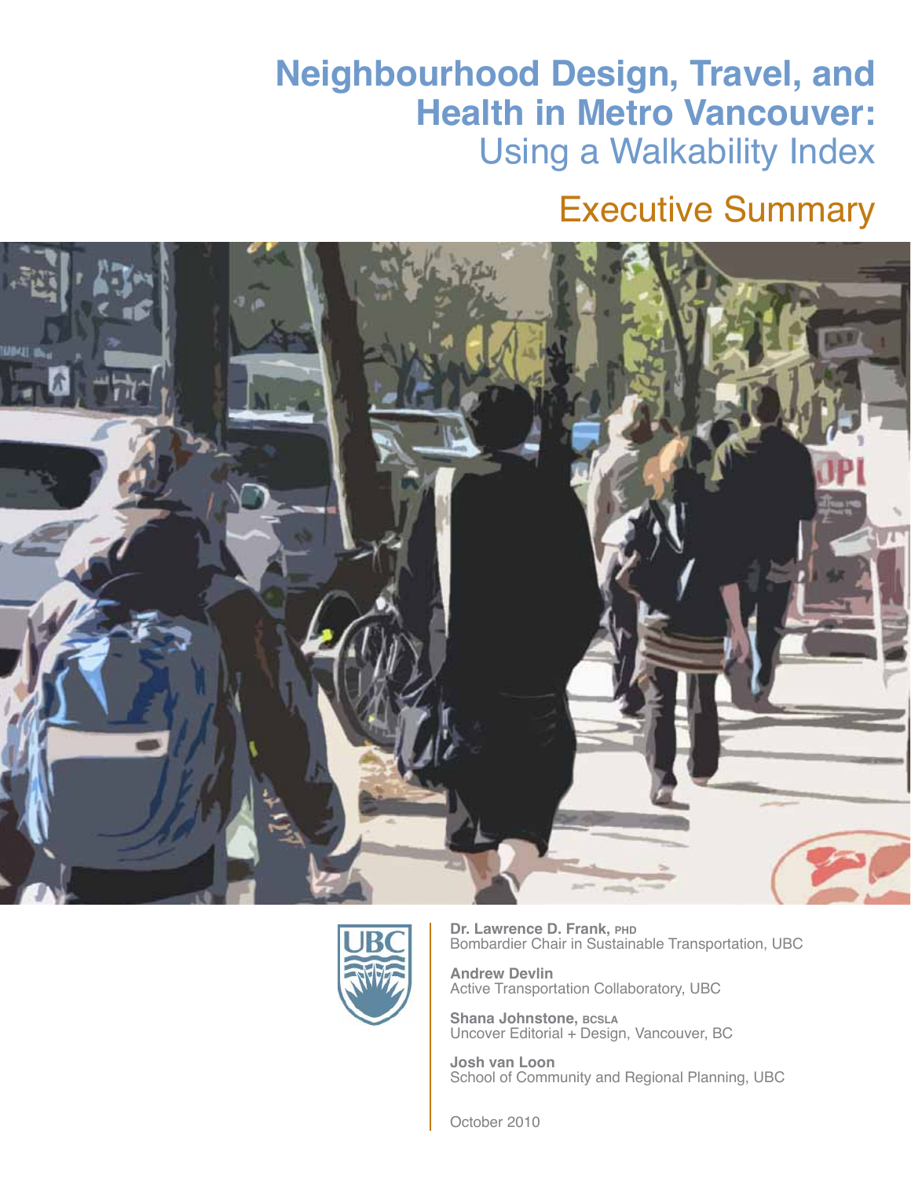# Neighbourhood Design, Travel, and Health in Metro Vancouver:

## Using a Walkability Index

## Executive Summary

**Dr. Lawrence D. Frank, PHD**
Bombardier Chair in Sustainable Transportation, UBC

**Andrew Devlin**
Active Transportation Collaboratory, UBC

**Shana Johnstone, BCSLA**
Uncover Editorial + Design, Vancouver, BC

**Josh van Loon**
School of Community and Regional Planning, UBC

October 2010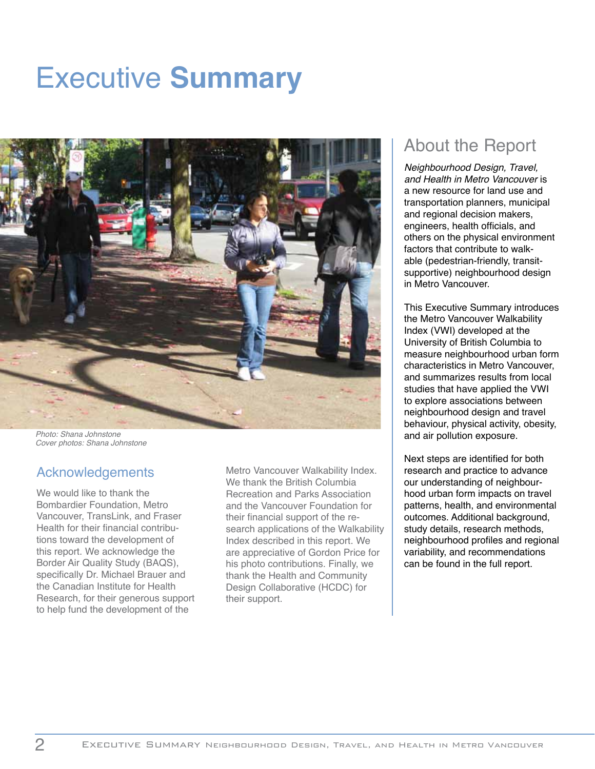# Executive **Summary**

Photo: Shana Johnstone
Cover photos: Shana Johnstone

## About the Report

*Neighbourhood Design, Travel, and Health in Metro Vancouver* is a new resource for land use and transportation planners, municipal and regional decision makers, engineers, health officials, and others on the physical environment factors that contribute to walkable (pedestrian-friendly, transit-supportive) neighbourhood design in Metro Vancouver.

This Executive Summary introduces the Metro Vancouver Walkability Index (VWI) developed at the University of British Columbia to measure neighbourhood urban form characteristics in Metro Vancouver, and summarizes results from local studies that have applied the VWI to explore associations between neighbourhood design and travel behaviour, physical activity, obesity, and air pollution exposure.

Next steps are identified for both research and practice to advance our understanding of neighbourhood urban form impacts on travel patterns, health, and environmental outcomes. Additional background, study details, research methods, neighbourhood profiles and regional variability, and recommendations can be found in the full report.

## Acknowledgements

We would like to thank the Bombardier Foundation, Metro Vancouver, TransLink, and Fraser Health for their financial contributions toward the development of this report. We acknowledge the Border Air Quality Study (BAQS), specifically Dr. Michael Brauer and the Canadian Institute for Health Research, for their generous support to help fund the development of the Metro Vancouver Walkability Index. We thank the British Columbia Recreation and Parks Association and the Vancouver Foundation for their financial support of the research applications of the Walkability Index described in this report. We are appreciative of Gordon Price for his photo contributions. Finally, we thank the Health and Community Design Collaborative (HCDC) for their support.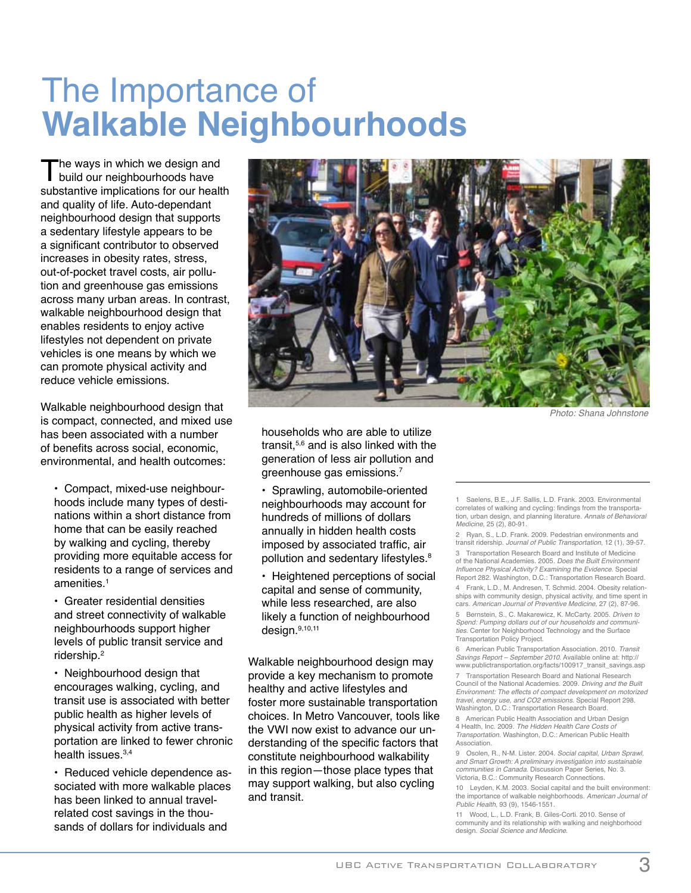# The Importance of **Walkable Neighbourhoods**

The ways in which we design and build our neighbourhoods have substantive implications for our health and quality of life. Auto-dependant neighbourhood design that supports a sedentary lifestyle appears to be a significant contributor to observed increases in obesity rates, stress, out-of-pocket travel costs, air pollution and greenhouse gas emissions across many urban areas. In contrast, walkable neighbourhood design that enables residents to enjoy active lifestyles not dependent on private vehicles is one means by which we can promote physical activity and reduce vehicle emissions.

*Photo: Shana Johnstone*

Walkable neighbourhood design that is compact, connected, and mixed use has been associated with a number of benefits across social, economic, environmental, and health outcomes:

- Compact, mixed-use neighbourhoods include many types of destinations within a short distance from home that can be easily reached by walking and cycling, thereby providing more equitable access for residents to a range of services and amenities.[1]
- Greater residential densities and street connectivity of walkable neighbourhoods support higher levels of public transit service and ridership.[2]
- Neighbourhood design that encourages walking, cycling, and transit use is associated with better public health as higher levels of physical activity from active transportation are linked to fewer chronic health issues.[3,4]
- Reduced vehicle dependence associated with more walkable places has been linked to annual travel-related cost savings in the thousands of dollars for individuals and households who are able to utilize transit,[5,6] and is also linked with the generation of less air pollution and greenhouse gas emissions.[7]
- Sprawling, automobile-oriented neighbourhoods may account for hundreds of millions of dollars annually in hidden health costs imposed by associated traffic, air pollution and sedentary lifestyles.[8]
- Heightened perceptions of social capital and sense of community, while less researched, are also likely a function of neighbourhood design.[9,10,11]

Walkable neighbourhood design may provide a key mechanism to promote healthy and active lifestyles and foster more sustainable transportation choices. In Metro Vancouver, tools like the VWI now exist to advance our understanding of the specific factors that constitute neighbourhood walkability in this region—those place types that may support walking, but also cycling and transit.

---

1 Saelens, B.E., J.F. Sallis, L.D. Frank. 2003. Environmental correlates of walking and cycling: findings from the transportation, urban design, and planning literature. *Annals of Behavioral Medicine*, 25 (2), 80-91.

2 Ryan, S., L.D. Frank. 2009. Pedestrian environments and transit ridership. *Journal of Public Transportation*, 12 (1), 39-57.

3 Transportation Research Board and Institute of Medicine of the National Academies. 2005. *Does the Built Environment Influence Physical Activity? Examining the Evidence*. Special Report 282. Washington, D.C.: Transportation Research Board.

4 Frank, L.D., M. Andresen, T. Schmid. 2004. Obesity relationships with community design, physical activity, and time spent in cars. *American Journal of Preventive Medicine*, 27 (2), 87-96.

5 Bernstein, S., C. Makarewicz, K. McCarty. 2005. *Driven to Spend: Pumping dollars out of our households and communities*. Center for Neighborhood Technology and the Surface Transportation Policy Project.

6 American Public Transportation Association. 2010. *Transit Savings Report – September 2010*. Available online at: http://www.publictransportation.org/facts/100917_transit_savings.asp

7 Transportation Research Board and National Research Council of the National Academies. 2009. *Driving and the Built Environment: The effects of compact development on motorized travel, energy use, and CO2 emissions*. Special Report 298. Washington, D.C.: Transportation Research Board.

8 American Public Health Association and Urban Design 4 Health, Inc. 2009. *The Hidden Health Care Costs of Transportation*. Washington, D.C.: American Public Health Association.

9 Osolen, R., N-M. Lister. 2004. *Social capital, Urban Sprawl, and Smart Growth: A preliminary investigation into sustainable communities in Canada*. Discussion Paper Series, No. 3. Victoria, B.C.: Community Research Connections.

10 Leyden, K.M. 2003. Social capital and the built environment: the importance of walkable neighborhoods. *American Journal of Public Health*, 93 (9), 1546-1551.

11 Wood, L., L.D. Frank, B. Giles-Corti. 2010. Sense of community and its relationship with walking and neighborhood design. *Social Science and Medicine*.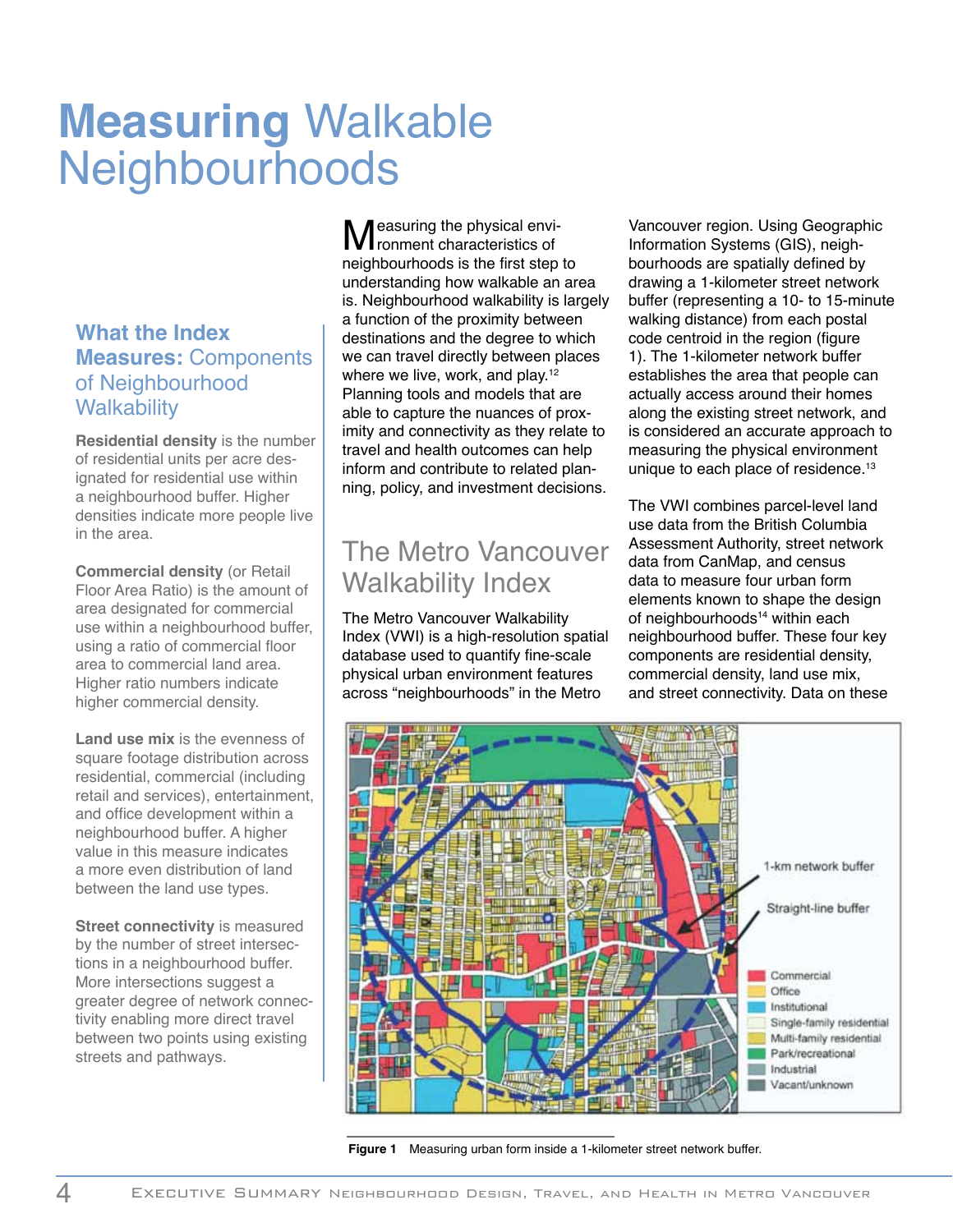# **Measuring** Walkable Neighbourhoods

### **What the Index Measures:** Components of Neighbourhood Walkability

**Residential density** is the number of residential units per acre designated for residential use within a neighbourhood buffer. Higher densities indicate more people live in the area.

**Commercial density** (or Retail Floor Area Ratio) is the amount of area designated for commercial use within a neighbourhood buffer, using a ratio of commercial floor area to commercial land area. Higher ratio numbers indicate higher commercial density.

**Land use mix** is the evenness of square footage distribution across residential, commercial (including retail and services), entertainment, and office development within a neighbourhood buffer. A higher value in this measure indicates a more even distribution of land between the land use types.

**Street connectivity** is measured by the number of street intersections in a neighbourhood buffer. More intersections suggest a greater degree of network connectivity enabling more direct travel between two points using existing streets and pathways.

Measuring the physical environment characteristics of neighbourhoods is the first step to understanding how walkable an area is. Neighbourhood walkability is largely a function of the proximity between destinations and the degree to which we can travel directly between places where we live, work, and play.[12] Planning tools and models that are able to capture the nuances of proximity and connectivity as they relate to travel and health outcomes can help inform and contribute to related planning, policy, and investment decisions.

## The Metro Vancouver Walkability Index

The Metro Vancouver Walkability Index (VWI) is a high-resolution spatial database used to quantify fine-scale physical urban environment features across "neighbourhoods" in the Metro Vancouver region. Using Geographic Information Systems (GIS), neighbourhoods are spatially defined by drawing a 1-kilometer street network buffer (representing a 10- to 15-minute walking distance) from each postal code centroid in the region (figure 1). The 1-kilometer network buffer establishes the area that people can actually access around their homes along the existing street network, and is considered an accurate approach to measuring the physical environment unique to each place of residence.[13]

The VWI combines parcel-level land use data from the British Columbia Assessment Authority, street network data from CanMap, and census data to measure four urban form elements known to shape the design of neighbourhoods[14] within each neighbourhood buffer. These four key components are residential density, commercial density, land use mix, and street connectivity. Data on these

**Figure 1** Measuring urban form inside a 1-kilometer street network buffer.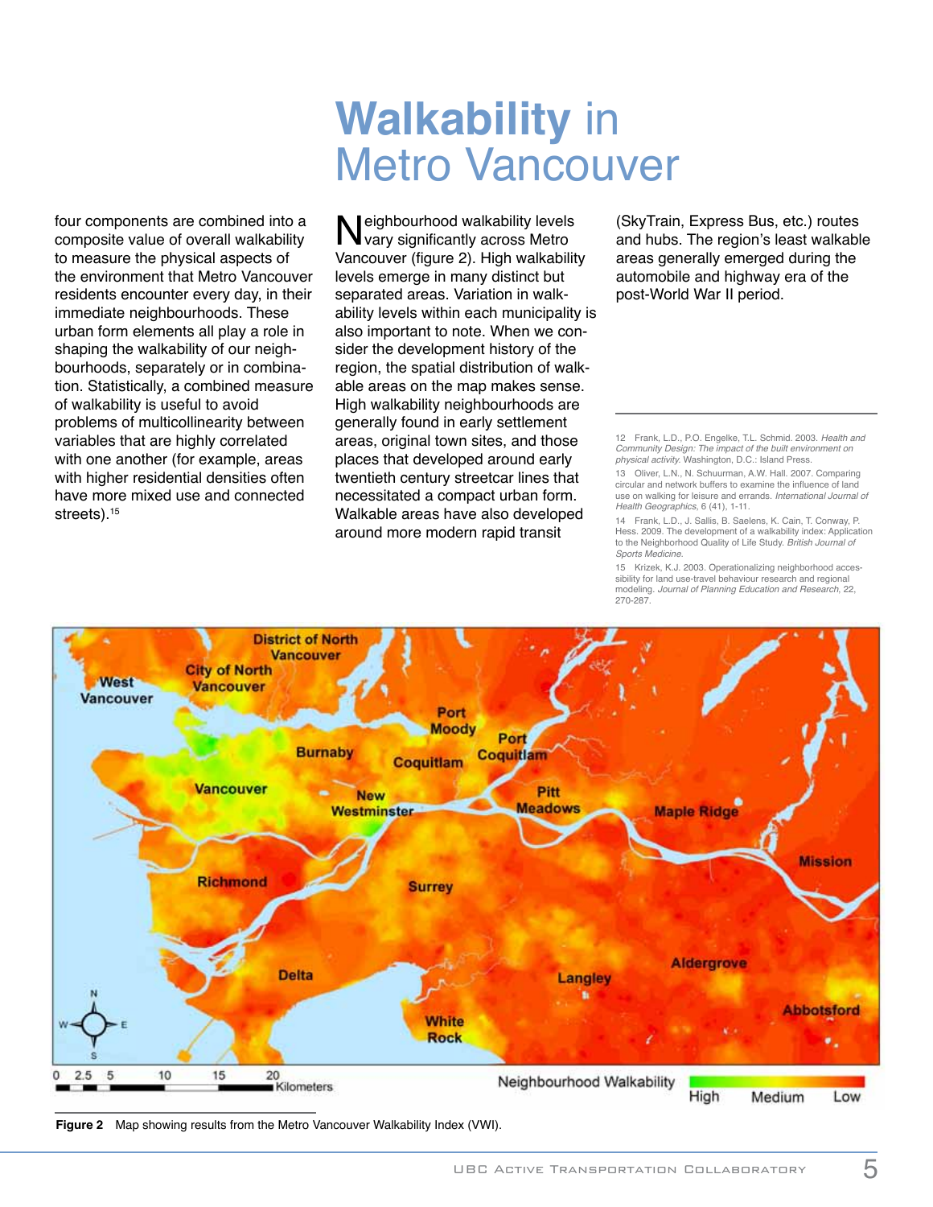four components are combined into a composite value of overall walkability to measure the physical aspects of the environment that Metro Vancouver residents encounter every day, in their immediate neighbourhoods. These urban form elements all play a role in shaping the walkability of our neighbourhoods, separately or in combination. Statistically, a combined measure of walkability is useful to avoid problems of multicollinearity between variables that are highly correlated with one another (for example, areas with higher residential densities often have more mixed use and connected streets).[15]

# **Walkability** in Metro Vancouver

Neighbourhood walkability levels vary significantly across Metro Vancouver (figure 2). High walkability levels emerge in many distinct but separated areas. Variation in walkability levels within each municipality is also important to note. When we consider the development history of the region, the spatial distribution of walkable areas on the map makes sense. High walkability neighbourhoods are generally found in early settlement areas, original town sites, and those places that developed around early twentieth century streetcar lines that necessitated a compact urban form. Walkable areas have also developed around more modern rapid transit (SkyTrain, Express Bus, etc.) routes and hubs. The region's least walkable areas generally emerged during the automobile and highway era of the post-World War II period.

12 Frank, L.D., P.O. Engelke, T.L. Schmid. 2003. *Health and Community Design: The impact of the built environment on physical activity.* Washington, D.C.: Island Press.

13 Oliver, L.N., N. Schuurman, A.W. Hall. 2007. Comparing circular and network buffers to examine the influence of land use on walking for leisure and errands. *International Journal of Health Geographics*, 6 (41), 1-11.

14 Frank, L.D., J. Sallis, B. Saelens, K. Cain, T. Conway, P. Hess. 2009. The development of a walkability index: Application to the Neighborhood Quality of Life Study. *British Journal of Sports Medicine.*

15 Krizek, K.J. 2003. Operationalizing neighborhood accessibility for land use-travel behaviour research and regional modeling. *Journal of Planning Education and Research*, 22, 270-287.

**Figure 2** Map showing results from the Metro Vancouver Walkability Index (VWI).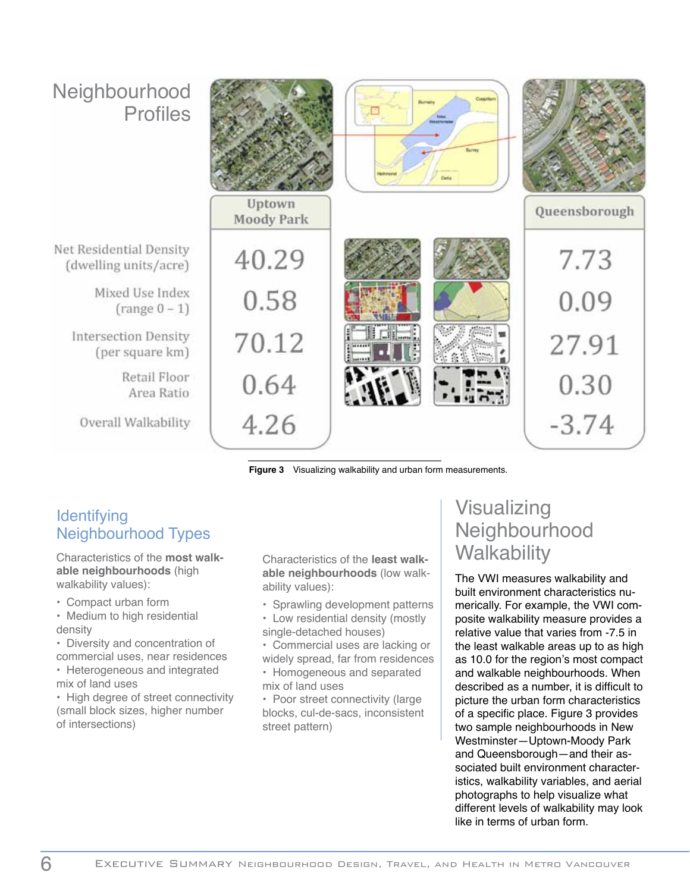## Neighbourhood Profiles

| | Uptown Moody Park | Queensborough |
|---|---|---|
| Net Residential Density (dwelling units/acre) | 40.29 | 7.73 |
| Mixed Use Index (range 0 – 1) | 0.58 | 0.09 |
| Intersection Density (per square km) | 70.12 | 27.91 |
| Retail Floor Area Ratio | 0.64 | 0.30 |
| Overall Walkability | 4.26 | -3.74 |

**Figure 3** Visualizing walkability and urban form measurements.

## Identifying Neighbourhood Types

Characteristics of the **most walkable neighbourhoods** (high walkability values):

- Compact urban form
- Medium to high residential density
- Diversity and concentration of commercial uses, near residences
- Heterogeneous and integrated mix of land uses
- High degree of street connectivity (small block sizes, higher number of intersections)

Characteristics of the **least walkable neighbourhoods** (low walkability values):

- Sprawling development patterns
- Low residential density (mostly single-detached houses)
- Commercial uses are lacking or widely spread, far from residences
- Homogeneous and separated mix of land uses
- Poor street connectivity (large blocks, cul-de-sacs, inconsistent street pattern)

## Visualizing Neighbourhood Walkability

The VWI measures walkability and built environment characteristics numerically. For example, the VWI composite walkability measure provides a relative value that varies from -7.5 in the least walkable areas up to as high as 10.0 for the region's most compact and walkable neighbourhoods. When described as a number, it is difficult to picture the urban form characteristics of a specific place. Figure 3 provides two sample neighbourhoods in New Westminster—Uptown-Moody Park and Queensborough—and their associated built environment characteristics, walkability variables, and aerial photographs to help visualize what different levels of walkability may look like in terms of urban form.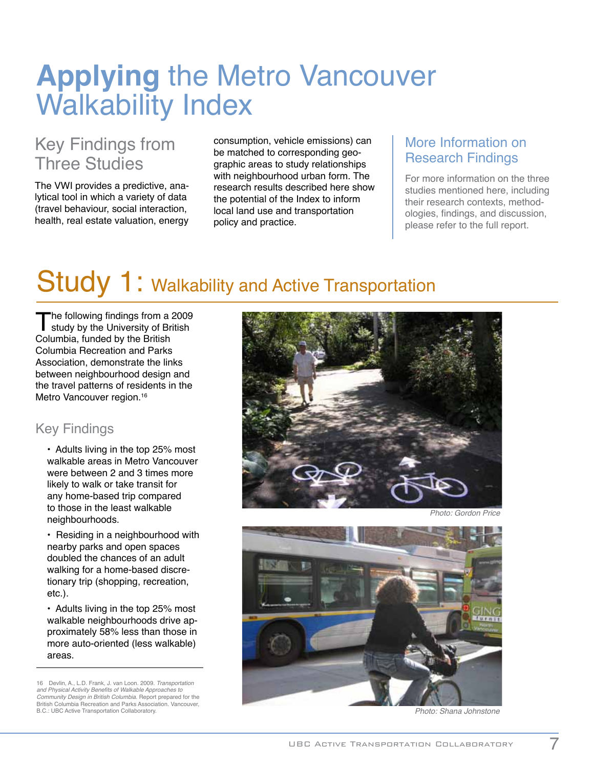# Applying the Metro Vancouver Walkability Index

## Key Findings from Three Studies

The VWI provides a predictive, analytical tool in which a variety of data (travel behaviour, social interaction, health, real estate valuation, energy consumption, vehicle emissions) can be matched to corresponding geographic areas to study relationships with neighbourhood urban form. The research results described here show the potential of the Index to inform local land use and transportation policy and practice.

### More Information on Research Findings

For more information on the three studies mentioned here, including their research contexts, methodologies, findings, and discussion, please refer to the full report.

# Study 1: Walkability and Active Transportation

The following findings from a 2009 study by the University of British Columbia, funded by the British Columbia Recreation and Parks Association, demonstrate the links between neighbourhood design and the travel patterns of residents in the Metro Vancouver region.[16]

## Key Findings

- Adults living in the top 25% most walkable areas in Metro Vancouver were between 2 and 3 times more likely to walk or take transit for any home-based trip compared to those in the least walkable neighbourhoods.
- Residing in a neighbourhood with nearby parks and open spaces doubled the chances of an adult walking for a home-based discretionary trip (shopping, recreation, etc.).
- Adults living in the top 25% most walkable neighbourhoods drive approximately 58% less than those in more auto-oriented (less walkable) areas.

Photo: Gordon Price

Photo: Shana Johnstone

16 Devlin, A., L.D. Frank, J. van Loon. 2009. *Transportation and Physical Activity Benefits of Walkable Approaches to Community Design in British Columbia.* Report prepared for the British Columbia Recreation and Parks Association. Vancouver, B.C.: UBC Active Transportation Collaboratory.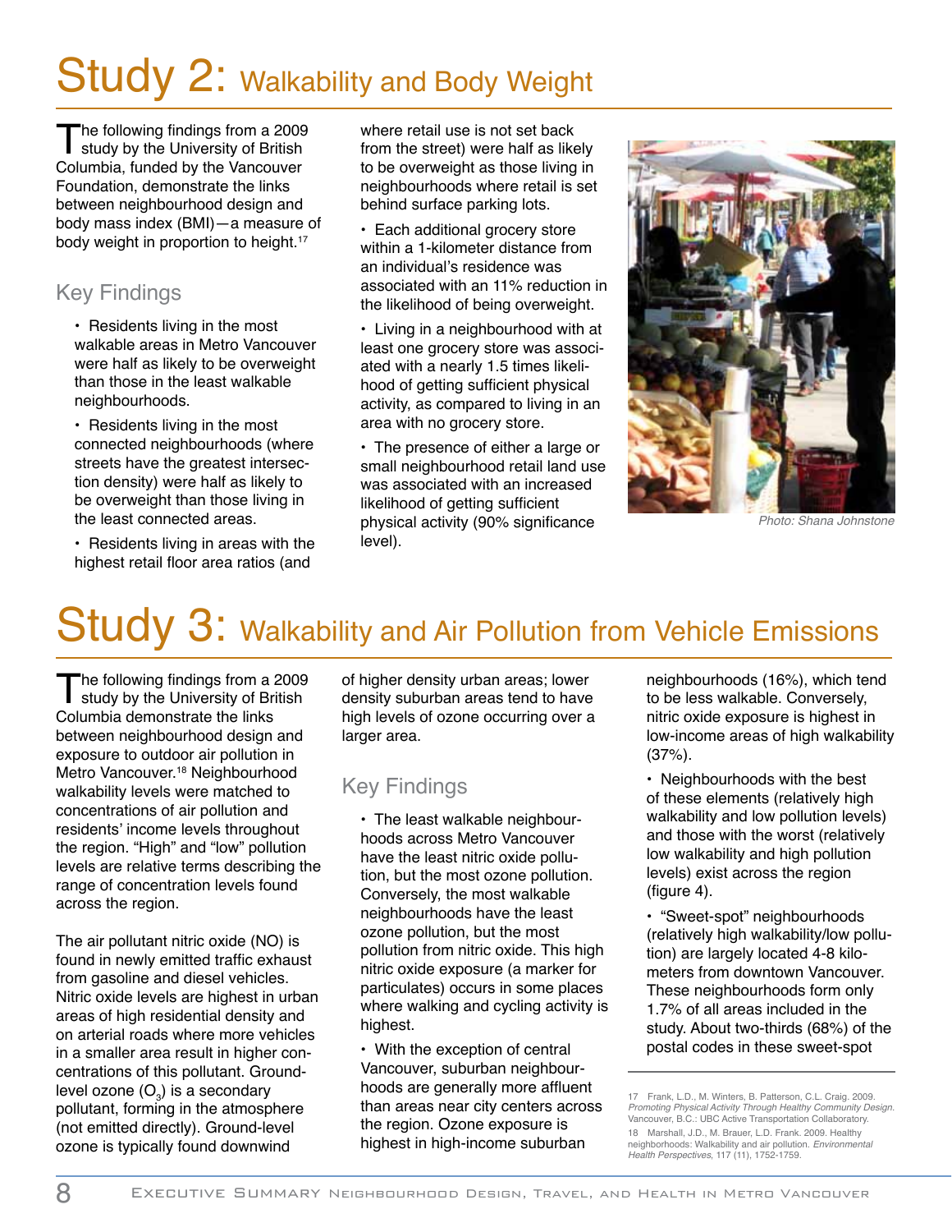# Study 2: Walkability and Body Weight

The following findings from a 2009 study by the University of British Columbia, funded by the Vancouver Foundation, demonstrate the links between neighbourhood design and body mass index (BMI)—a measure of body weight in proportion to height.[17]

## Key Findings

- Residents living in the most walkable areas in Metro Vancouver were half as likely to be overweight than those in the least walkable neighbourhoods.
- Residents living in the most connected neighbourhoods (where streets have the greatest intersection density) were half as likely to be overweight than those living in the least connected areas.
- Residents living in areas with the highest retail floor area ratios (and where retail use is not set back from the street) were half as likely to be overweight as those living in neighbourhoods where retail is set behind surface parking lots.
- Each additional grocery store within a 1-kilometer distance from an individual's residence was associated with an 11% reduction in the likelihood of being overweight.
- Living in a neighbourhood with at least one grocery store was associated with a nearly 1.5 times likelihood of getting sufficient physical activity, as compared to living in an area with no grocery store.
- The presence of either a large or small neighbourhood retail land use was associated with an increased likelihood of getting sufficient physical activity (90% significance level).

Photo: Shana Johnstone

# Study 3: Walkability and Air Pollution from Vehicle Emissions

The following findings from a 2009 study by the University of British Columbia demonstrate the links between neighbourhood design and exposure to outdoor air pollution in Metro Vancouver.[18] Neighbourhood walkability levels were matched to concentrations of air pollution and residents' income levels throughout the region. "High" and "low" pollution levels are relative terms describing the range of concentration levels found across the region.

The air pollutant nitric oxide (NO) is found in newly emitted traffic exhaust from gasoline and diesel vehicles. Nitric oxide levels are highest in urban areas of high residential density and on arterial roads where more vehicles in a smaller area result in higher concentrations of this pollutant. Ground-level ozone ($O_3$) is a secondary pollutant, forming in the atmosphere (not emitted directly). Ground-level ozone is typically found downwind of higher density urban areas; lower density suburban areas tend to have high levels of ozone occurring over a larger area.

## Key Findings

- The least walkable neighbourhoods across Metro Vancouver have the least nitric oxide pollution, but the most ozone pollution. Conversely, the most walkable neighbourhoods have the least ozone pollution, but the most pollution from nitric oxide. This high nitric oxide exposure (a marker for particulates) occurs in some places where walking and cycling activity is highest.
- With the exception of central Vancouver, suburban neighbourhoods are generally more affluent than areas near city centers across the region. Ozone exposure is highest in high-income suburban neighbourhoods (16%), which tend to be less walkable. Conversely, nitric oxide exposure is highest in low-income areas of high walkability (37%).
- Neighbourhoods with the best of these elements (relatively high walkability and low pollution levels) and those with the worst (relatively low walkability and high pollution levels) exist across the region (figure 4).
- "Sweet-spot" neighbourhoods (relatively high walkability/low pollution) are largely located 4-8 kilometers from downtown Vancouver. These neighbourhoods form only 1.7% of all areas included in the study. About two-thirds (68%) of the postal codes in these sweet-spot

---

17 Frank, L.D., M. Winters, B. Patterson, C.L. Craig. 2009. *Promoting Physical Activity Through Healthy Community Design*. Vancouver, B.C.: UBC Active Transportation Collaboratory.

18 Marshall, J.D., M. Brauer, L.D. Frank. 2009. Healthy neighborhoods: Walkability and air pollution. *Environmental Health Perspectives*, 117 (11), 1752-1759.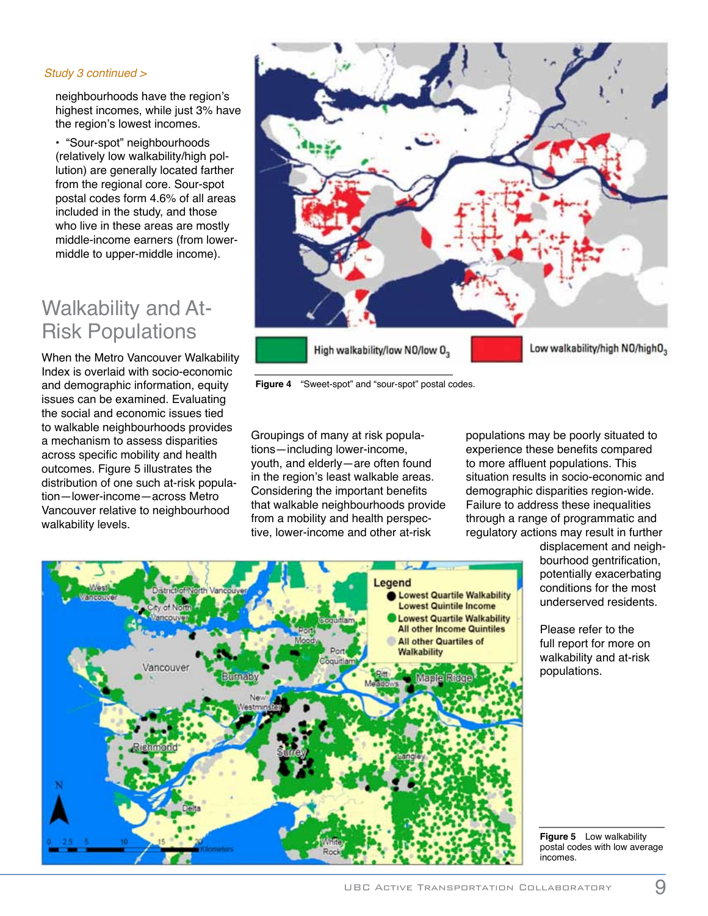*Study 3 continued >*

neighbourhoods have the region's highest incomes, while just 3% have the region's lowest incomes.

- "Sour-spot" neighbourhoods (relatively low walkability/high pollution) are generally located farther from the regional core. Sour-spot postal codes form 4.6% of all areas included in the study, and those who live in these areas are mostly middle-income earners (from lower-middle to upper-middle income).

High walkability/low NO/low $O_3$ | Low walkability/high NO/high$O_3$

**Figure 4** "Sweet-spot" and "sour-spot" postal codes.

## Walkability and At-Risk Populations

When the Metro Vancouver Walkability Index is overlaid with socio-economic and demographic information, equity issues can be examined. Evaluating the social and economic issues tied to walkable neighbourhoods provides a mechanism to assess disparities across specific mobility and health outcomes. Figure 5 illustrates the distribution of one such at-risk population—lower-income—across Metro Vancouver relative to neighbourhood walkability levels.

Groupings of many at risk populations—including lower-income, youth, and elderly—are often found in the region's least walkable areas. Considering the important benefits that walkable neighbourhoods provide from a mobility and health perspective, lower-income and other at-risk populations may be poorly situated to experience these benefits compared to more affluent populations. This situation results in socio-economic and demographic disparities region-wide. Failure to address these inequalities through a range of programmatic and regulatory actions may result in further displacement and neighbourhood gentrification, potentially exacerbating conditions for the most underserved residents.

Please refer to the full report for more on walkability and at-risk populations.

**Figure 5** Low walkability postal codes with low average incomes.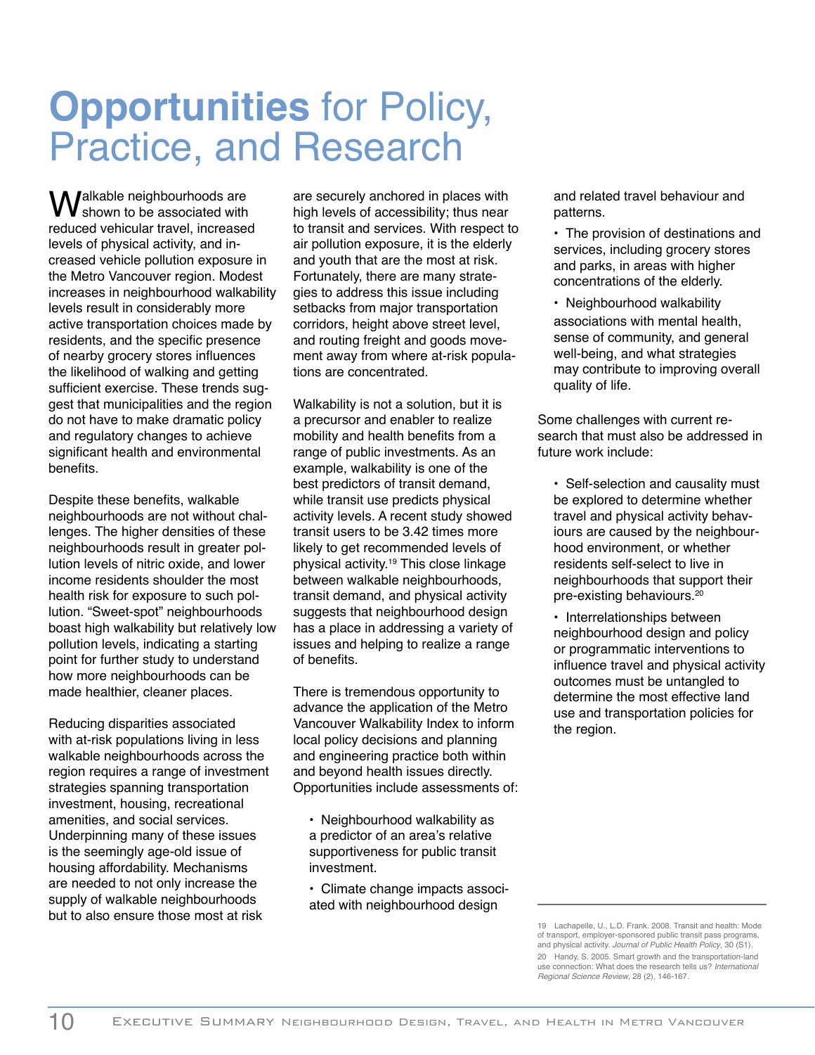# Opportunities for Policy, Practice, and Research

Walkable neighbourhoods are shown to be associated with reduced vehicular travel, increased levels of physical activity, and increased vehicle pollution exposure in the Metro Vancouver region. Modest increases in neighbourhood walkability levels result in considerably more active transportation choices made by residents, and the specific presence of nearby grocery stores influences the likelihood of walking and getting sufficient exercise. These trends suggest that municipalities and the region do not have to make dramatic policy and regulatory changes to achieve significant health and environmental benefits.

Despite these benefits, walkable neighbourhoods are not without challenges. The higher densities of these neighbourhoods result in greater pollution levels of nitric oxide, and lower income residents shoulder the most health risk for exposure to such pollution. "Sweet-spot" neighbourhoods boast high walkability but relatively low pollution levels, indicating a starting point for further study to understand how more neighbourhoods can be made healthier, cleaner places.

Reducing disparities associated with at-risk populations living in less walkable neighbourhoods across the region requires a range of investment strategies spanning transportation investment, housing, recreational amenities, and social services. Underpinning many of these issues is the seemingly age-old issue of housing affordability. Mechanisms are needed to not only increase the supply of walkable neighbourhoods but to also ensure those most at risk are securely anchored in places with high levels of accessibility; thus near to transit and services. With respect to air pollution exposure, it is the elderly and youth that are the most at risk. Fortunately, there are many strategies to address this issue including setbacks from major transportation corridors, height above street level, and routing freight and goods movement away from where at-risk populations are concentrated.

Walkability is not a solution, but it is a precursor and enabler to realize mobility and health benefits from a range of public investments. As an example, walkability is one of the best predictors of transit demand, while transit use predicts physical activity levels. A recent study showed transit users to be 3.42 times more likely to get recommended levels of physical activity.[19] This close linkage between walkable neighbourhoods, transit demand, and physical activity suggests that neighbourhood design has a place in addressing a variety of issues and helping to realize a range of benefits.

There is tremendous opportunity to advance the application of the Metro Vancouver Walkability Index to inform local policy decisions and planning and engineering practice both within and beyond health issues directly. Opportunities include assessments of:

- Neighbourhood walkability as a predictor of an area's relative supportiveness for public transit investment.
- Climate change impacts associated with neighbourhood design and related travel behaviour and patterns.
- The provision of destinations and services, including grocery stores and parks, in areas with higher concentrations of the elderly.
- Neighbourhood walkability associations with mental health, sense of community, and general well-being, and what strategies may contribute to improving overall quality of life.

Some challenges with current research that must also be addressed in future work include:

- Self-selection and causality must be explored to determine whether travel and physical activity behaviours are caused by the neighbourhood environment, or whether residents self-select to live in neighbourhoods that support their pre-existing behaviours.[20]
- Interrelationships between neighbourhood design and policy or programmatic interventions to influence travel and physical activity outcomes must be untangled to determine the most effective land use and transportation policies for the region.

---

19 Lachapelle, U., L.D. Frank. 2008. Transit and health: Mode of transport, employer-sponsored public transit pass programs, and physical activity. *Journal of Public Health Policy*, 30 (S1).

20 Handy, S. 2005. Smart growth and the transportation-land use connection: What does the research tells us? *International Regional Science Review*, 28 (2), 146-167.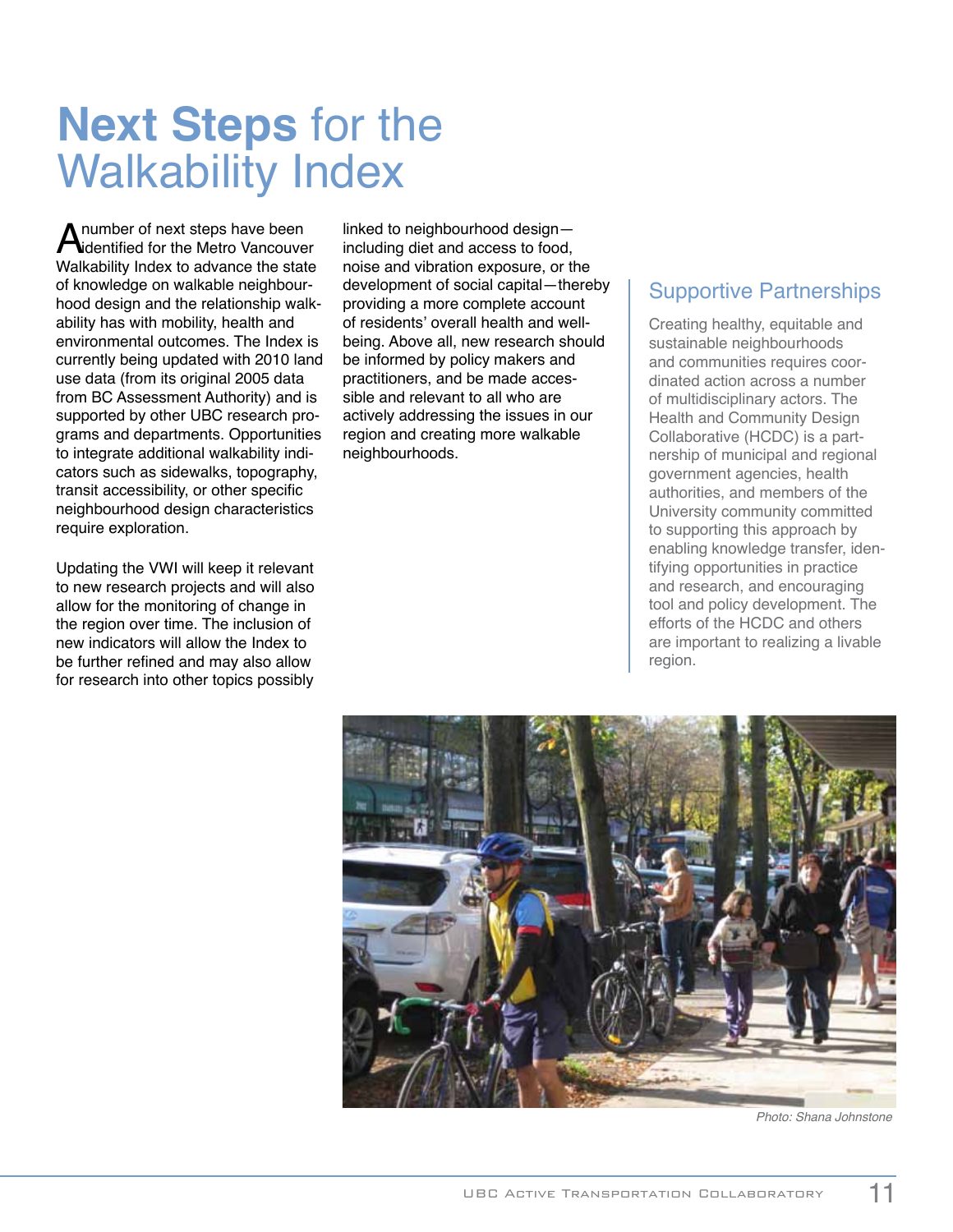# Next Steps for the Walkability Index

A number of next steps have been identified for the Metro Vancouver Walkability Index to advance the state of knowledge on walkable neighbourhood design and the relationship walkability has with mobility, health and environmental outcomes. The Index is currently being updated with 2010 land use data (from its original 2005 data from BC Assessment Authority) and is supported by other UBC research programs and departments. Opportunities to integrate additional walkability indicators such as sidewalks, topography, transit accessibility, or other specific neighbourhood design characteristics require exploration.

Updating the VWI will keep it relevant to new research projects and will also allow for the monitoring of change in the region over time. The inclusion of new indicators will allow the Index to be further refined and may also allow for research into other topics possibly linked to neighbourhood design—including diet and access to food, noise and vibration exposure, or the development of social capital—thereby providing a more complete account of residents' overall health and well-being. Above all, new research should be informed by policy makers and practitioners, and be made accessible and relevant to all who are actively addressing the issues in our region and creating more walkable neighbourhoods.

## Supportive Partnerships

Creating healthy, equitable and sustainable neighbourhoods and communities requires coordinated action across a number of multidisciplinary actors. The Health and Community Design Collaborative (HCDC) is a partnership of municipal and regional government agencies, health authorities, and members of the University community committed to supporting this approach by enabling knowledge transfer, identifying opportunities in practice and research, and encouraging tool and policy development. The efforts of the HCDC and others are important to realizing a livable region.

*Photo: Shana Johnstone*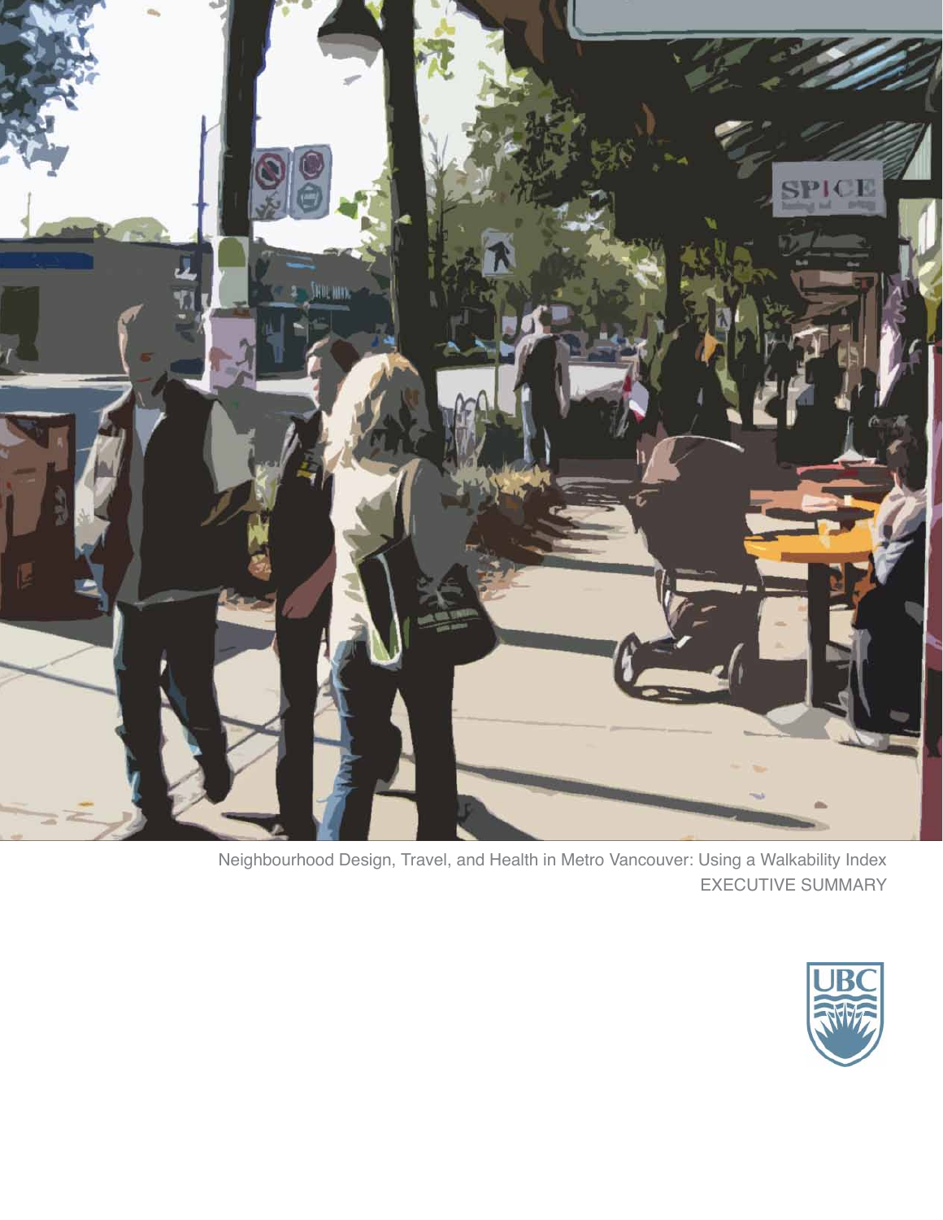Neighbourhood Design, Travel, and Health in Metro Vancouver: Using a Walkability Index
EXECUTIVE SUMMARY